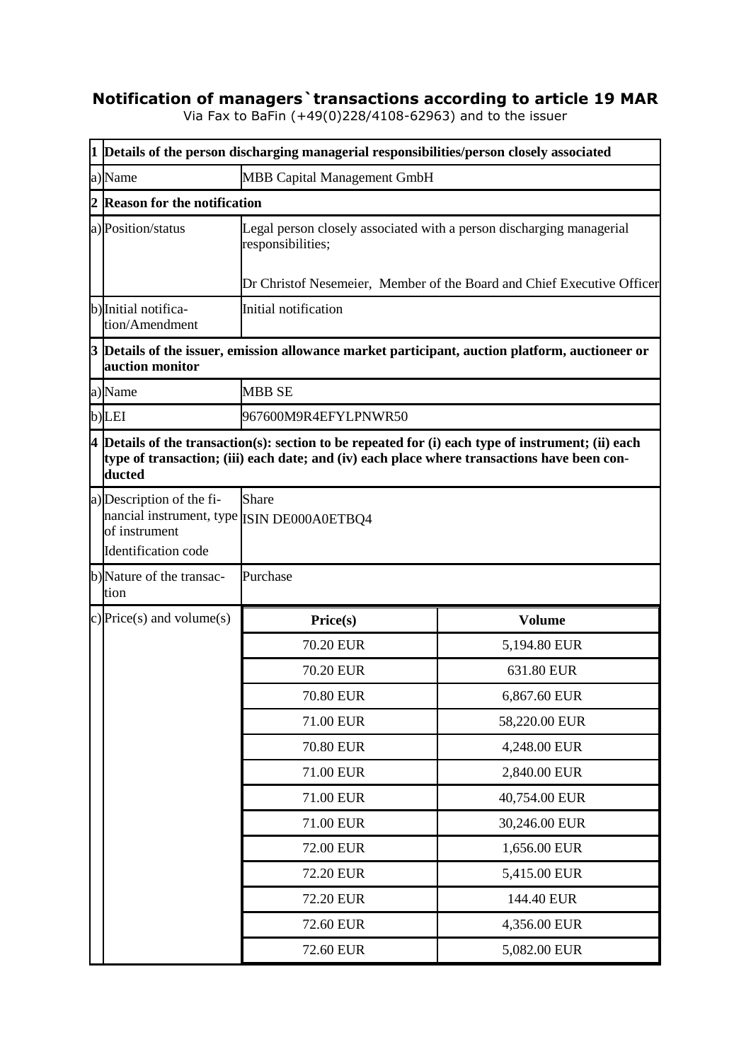# Notification of managers`transactions according to article 19 MAR

Via Fax to BaFin (+49(0)228/4108-62963) and to the issuer

| | | | |
|---|---|---|---|
| **1** | **Details of the person discharging managerial responsibilities/person closely associated** | | |
| a) | Name | MBB Capital Management GmbH | |
| **2** | **Reason for the notification** | | |
| a) | Position/status | Legal person closely associated with a person discharging managerial responsibilities;<br><br>Dr Christof Nesemeier, Member of the Board and Chief Executive Officer | |
| b) | Initial notification/Amendment | Initial notification | |
| **3** | **Details of the issuer, emission allowance market participant, auction platform, auctioneer or auction monitor** | | |
| a) | Name | MBB SE | |
| b) | LEI | 967600M9R4EFYLPNWR50 | |
| **4** | **Details of the transaction(s): section to be repeated for (i) each type of instrument; (ii) each type of transaction; (iii) each date; and (iv) each place where transactions have been conducted** | | |
| a) | Description of the financial instrument, type of instrument<br>Identification code | Share<br>ISIN DE000A0ETBQ4 | |
| b) | Nature of the transaction | Purchase | |
| c) | Price(s) and volume(s) | **Price(s)** | **Volume** |
| | | 70.20 EUR | 5,194.80 EUR |
| | | 70.20 EUR | 631.80 EUR |
| | | 70.80 EUR | 6,867.60 EUR |
| | | 71.00 EUR | 58,220.00 EUR |
| | | 70.80 EUR | 4,248.00 EUR |
| | | 71.00 EUR | 2,840.00 EUR |
| | | 71.00 EUR | 40,754.00 EUR |
| | | 71.00 EUR | 30,246.00 EUR |
| | | 72.00 EUR | 1,656.00 EUR |
| | | 72.20 EUR | 5,415.00 EUR |
| | | 72.20 EUR | 144.40 EUR |
| | | 72.60 EUR | 4,356.00 EUR |
| | | 72.60 EUR | 5,082.00 EUR |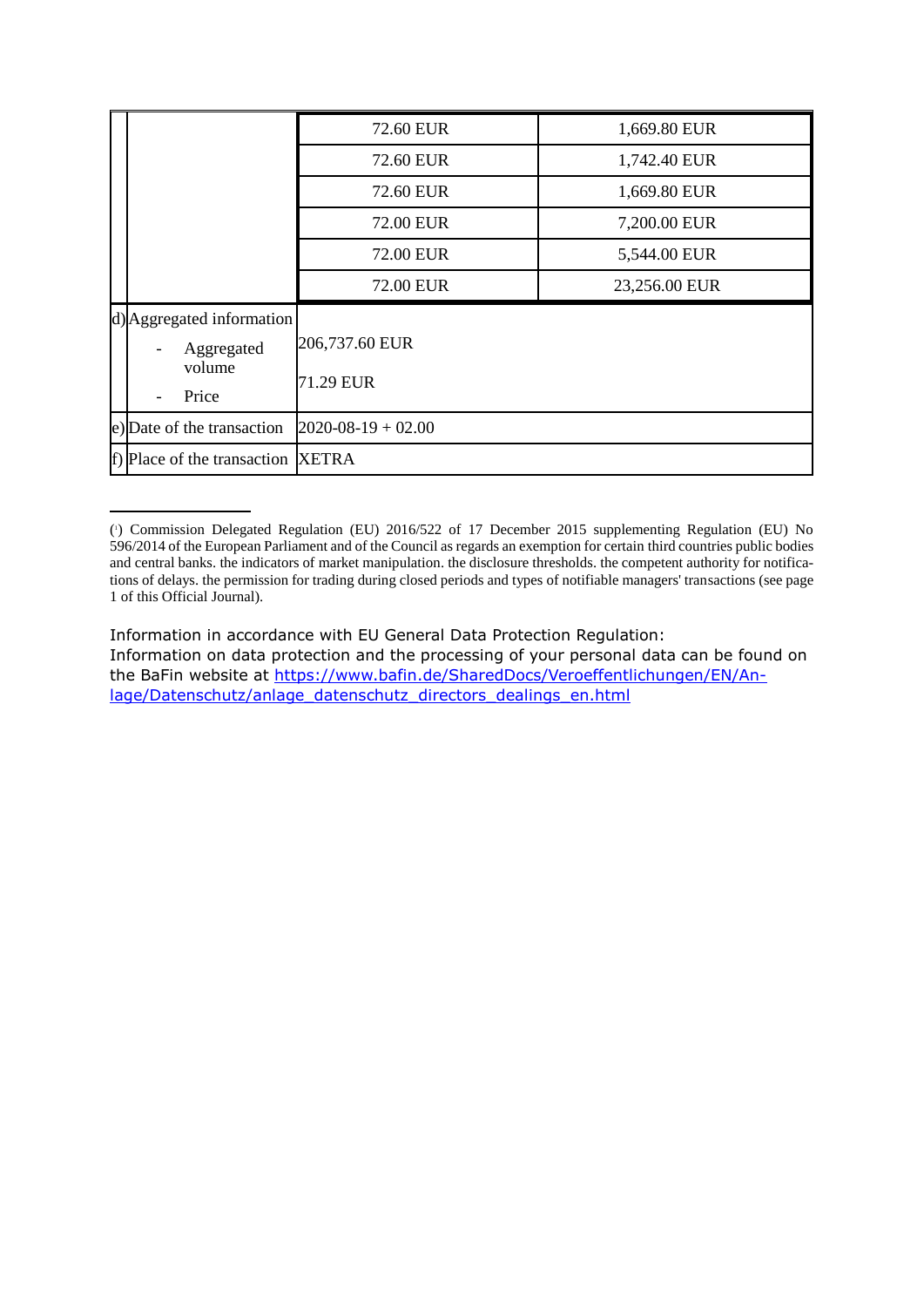| | | | |
|---|---|---|---|
| | | 72.60 EUR | 1,669.80 EUR |
| | | 72.60 EUR | 1,742.40 EUR |
| | | 72.60 EUR | 1,669.80 EUR |
| | | 72.00 EUR | 7,200.00 EUR |
| | | 72.00 EUR | 5,544.00 EUR |
| | | 72.00 EUR | 23,256.00 EUR |
| d) | Aggregated information<br>- Aggregated volume<br>- Price | 206,737.60 EUR<br>71.29 EUR | |
| e) | Date of the transaction | 2020-08-19 + 02.00 | |
| f) | Place of the transaction | XETRA | |

---

(¹) Commission Delegated Regulation (EU) 2016/522 of 17 December 2015 supplementing Regulation (EU) No 596/2014 of the European Parliament and of the Council as regards an exemption for certain third countries public bodies and central banks. the indicators of market manipulation. the disclosure thresholds. the competent authority for notifications of delays. the permission for trading during closed periods and types of notifiable managers' transactions (see page 1 of this Official Journal).

Information in accordance with EU General Data Protection Regulation:
Information on data protection and the processing of your personal data can be found on the BaFin website at https://www.bafin.de/SharedDocs/Veroeffentlichungen/EN/Anlage/Datenschutz/anlage_datenschutz_directors_dealings_en.html